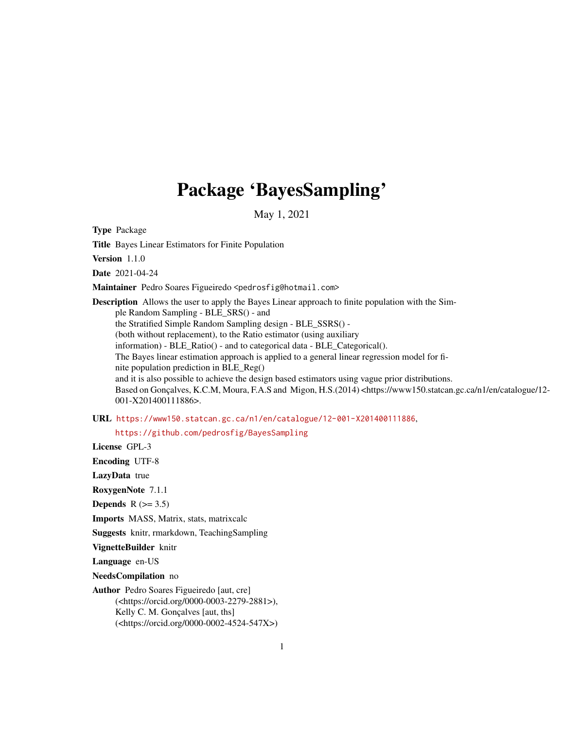# Package 'BayesSampling'

May 1, 2021

**Type** Package

**Title** Bayes Linear Estimators for Finite Population

**Version** 1.1.0

**Date** 2021-04-24

**Maintainer** Pedro Soares Figueiredo <pedrosfig@hotmail.com>

**Description** Allows the user to apply the Bayes Linear approach to finite population with the Simple Random Sampling - BLE_SRS() - and the Stratified Simple Random Sampling design - BLE_SSRS() - (both without replacement), to the Ratio estimator (using auxiliary information) - BLE_Ratio() - and to categorical data - BLE_Categorical(). The Bayes linear estimation approach is applied to a general linear regression model for finite population prediction in BLE_Reg() and it is also possible to achieve the design based estimators using vague prior distributions. Based on Gonçalves, K.C.M, Moura, F.A.S and Migon, H.S.(2014) <https://www150.statcan.gc.ca/n1/en/catalogue/12-001-X201400111886>.

**URL** https://www150.statcan.gc.ca/n1/en/catalogue/12-001-X201400111886, https://github.com/pedrosfig/BayesSampling

**License** GPL-3

**Encoding** UTF-8

**LazyData** true

**RoxygenNote** 7.1.1

**Depends** R (>= 3.5)

**Imports** MASS, Matrix, stats, matrixcalc

**Suggests** knitr, rmarkdown, TeachingSampling

**VignetteBuilder** knitr

**Language** en-US

**NeedsCompilation** no

**Author** Pedro Soares Figueiredo [aut, cre] (<https://orcid.org/0000-0003-2279-2881>), Kelly C. M. Gonçalves [aut, ths] (<https://orcid.org/0000-0002-4524-547X>)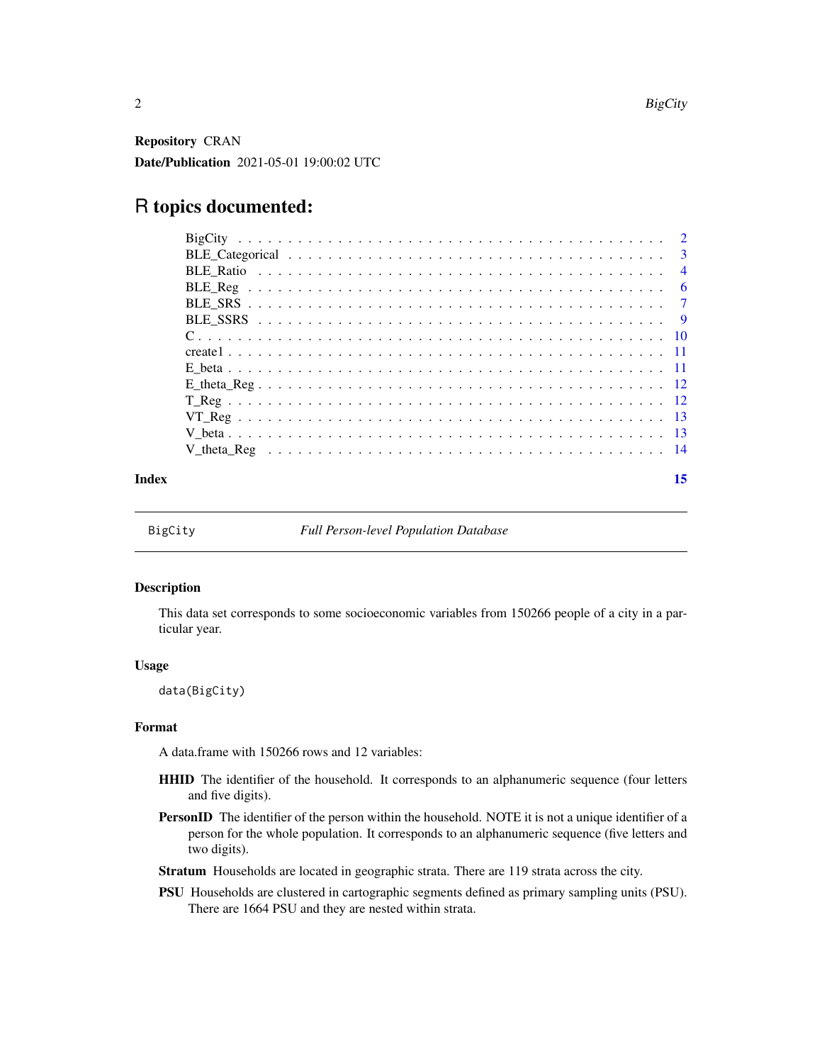**Repository** CRAN

**Date/Publication** 2021-05-01 19:00:02 UTC

# R topics documented:

| | |
|---|---|
| BigCity | 2 |
| BLE_Categorical | 3 |
| BLE_Ratio | 4 |
| BLE_Reg | 6 |
| BLE_SRS | 7 |
| BLE_SSRS | 9 |
| C | 10 |
| create1 | 11 |
| E_beta | 11 |
| E_theta_Reg | 12 |
| T_Reg | 12 |
| VT_Reg | 13 |
| V_beta | 13 |
| V_theta_Reg | 14 |
| **Index** | **15** |

---

BigCity *Full Person-level Population Database*

---

### Description

This data set corresponds to some socioeconomic variables from 150266 people of a city in a particular year.

### Usage

```
data(BigCity)
```

### Format

A data.frame with 150266 rows and 12 variables:

- **HHID** The identifier of the household. It corresponds to an alphanumeric sequence (four letters and five digits).
- **PersonID** The identifier of the person within the household. NOTE it is not a unique identifier of a person for the whole population. It corresponds to an alphanumeric sequence (five letters and two digits).
- **Stratum** Households are located in geographic strata. There are 119 strata across the city.
- **PSU** Households are clustered in cartographic segments defined as primary sampling units (PSU). There are 1664 PSU and they are nested within strata.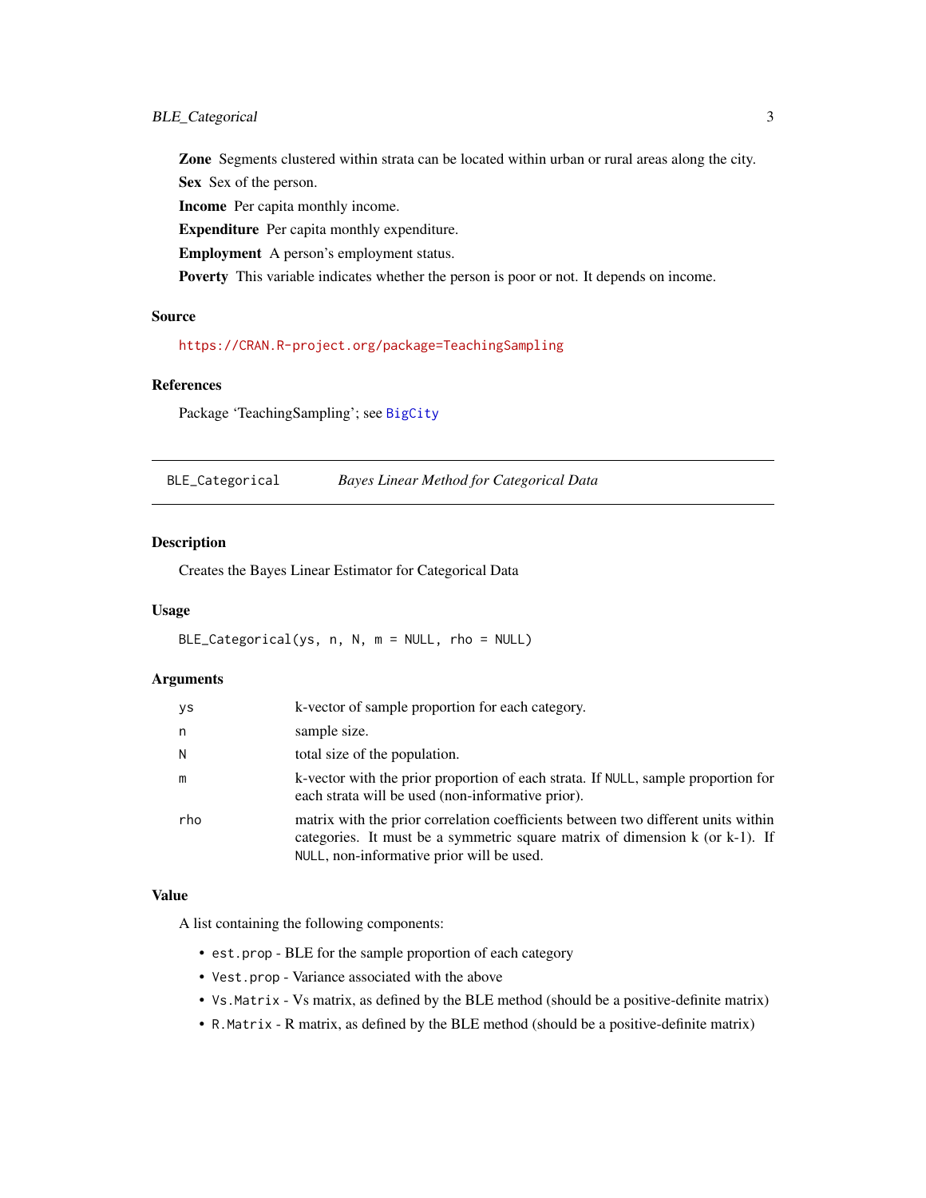**Zone** Segments clustered within strata can be located within urban or rural areas along the city.

**Sex** Sex of the person.

**Income** Per capita monthly income.

**Expenditure** Per capita monthly expenditure.

**Employment** A person's employment status.

**Poverty** This variable indicates whether the person is poor or not. It depends on income.

### Source

https://CRAN.R-project.org/package=TeachingSampling

### References

Package 'TeachingSampling'; see BigCity

---

## BLE_Categorical *Bayes Linear Method for Categorical Data*

---

### Description

Creates the Bayes Linear Estimator for Categorical Data

### Usage

```
BLE_Categorical(ys, n, N, m = NULL, rho = NULL)
```

### Arguments

| | |
|---|---|
| ys | k-vector of sample proportion for each category. |
| n | sample size. |
| N | total size of the population. |
| m | k-vector with the prior proportion of each strata. If NULL, sample proportion for each strata will be used (non-informative prior). |
| rho | matrix with the prior correlation coefficients between two different units within categories. It must be a symmetric square matrix of dimension k (or k-1). If NULL, non-informative prior will be used. |

### Value

A list containing the following components:

- `est.prop` - BLE for the sample proportion of each category
- `Vest.prop` - Variance associated with the above
- `Vs.Matrix` - Vs matrix, as defined by the BLE method (should be a positive-definite matrix)
- `R.Matrix` - R matrix, as defined by the BLE method (should be a positive-definite matrix)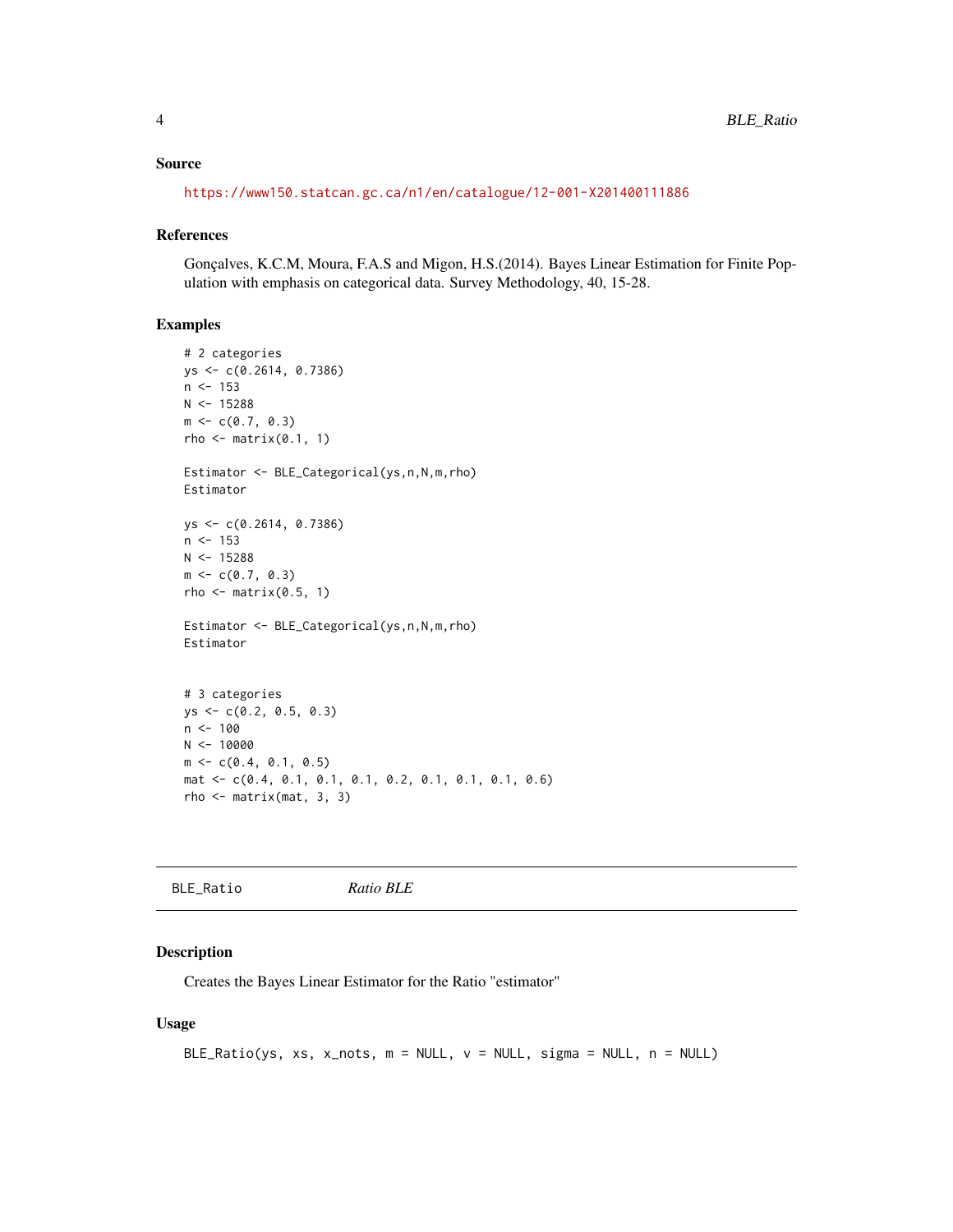### Source

https://www150.statcan.gc.ca/n1/en/catalogue/12-001-X201400111886

### References

Gonçalves, K.C.M, Moura, F.A.S and Migon, H.S.(2014). Bayes Linear Estimation for Finite Population with emphasis on categorical data. Survey Methodology, 40, 15-28.

### Examples

```
# 2 categories
ys <- c(0.2614, 0.7386)
n <- 153
N <- 15288
m <- c(0.7, 0.3)
rho <- matrix(0.1, 1)

Estimator <- BLE_Categorical(ys,n,N,m,rho)
Estimator

ys <- c(0.2614, 0.7386)
n <- 153
N <- 15288
m <- c(0.7, 0.3)
rho <- matrix(0.5, 1)

Estimator <- BLE_Categorical(ys,n,N,m,rho)
Estimator


# 3 categories
ys <- c(0.2, 0.5, 0.3)
n <- 100
N <- 10000
m <- c(0.4, 0.1, 0.5)
mat <- c(0.4, 0.1, 0.1, 0.1, 0.2, 0.1, 0.1, 0.1, 0.6)
rho <- matrix(mat, 3, 3)
```

---

## BLE_Ratio *Ratio BLE*

### Description

Creates the Bayes Linear Estimator for the Ratio "estimator"

### Usage

```
BLE_Ratio(ys, xs, x_nots, m = NULL, v = NULL, sigma = NULL, n = NULL)
```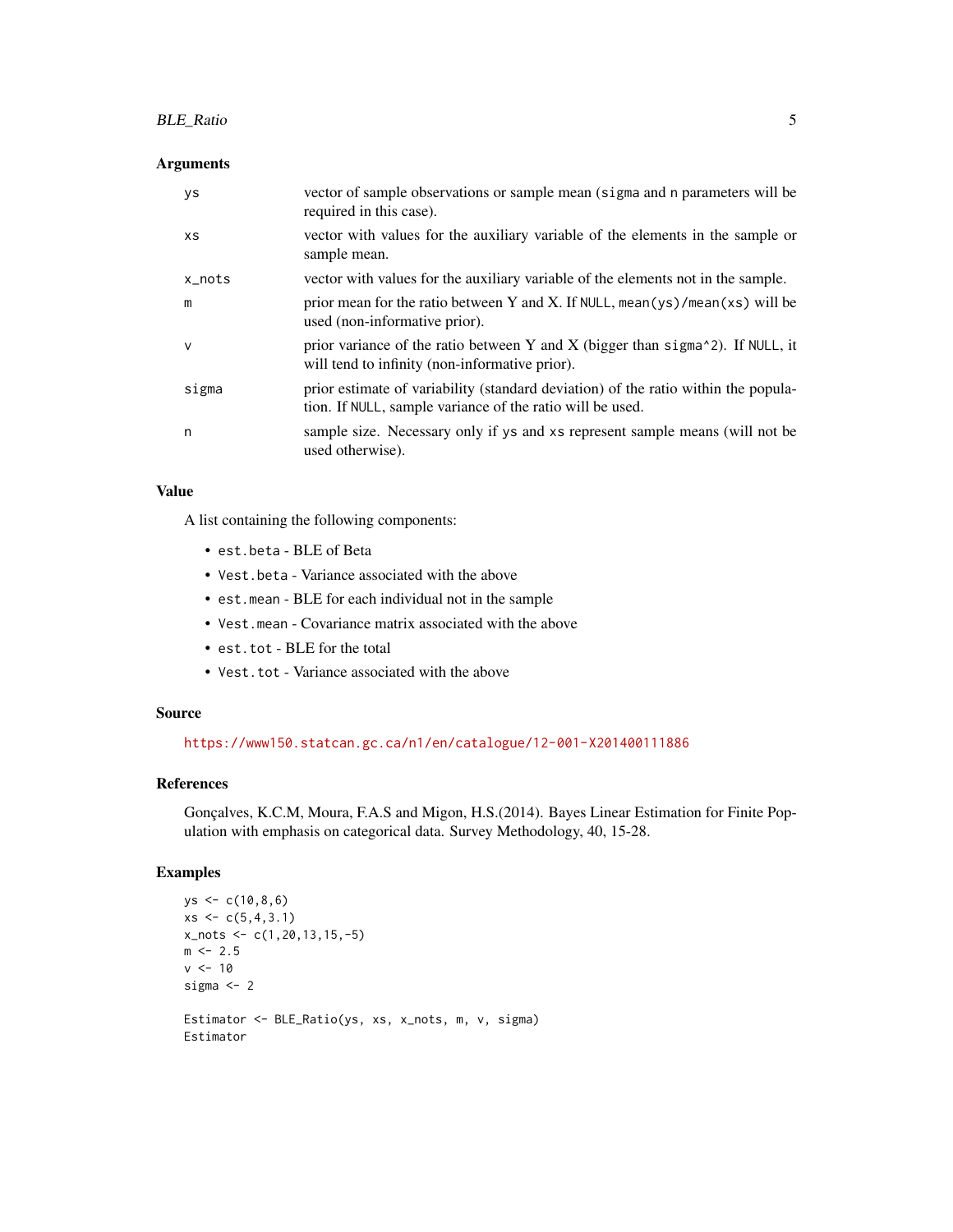### Arguments

| | |
|---|---|
| `ys` | vector of sample observations or sample mean (`sigma` and `n` parameters will be required in this case). |
| `xs` | vector with values for the auxiliary variable of the elements in the sample or sample mean. |
| `x_nots` | vector with values for the auxiliary variable of the elements not in the sample. |
| `m` | prior mean for the ratio between Y and X. If `NULL`, `mean(ys)/mean(xs)` will be used (non-informative prior). |
| `v` | prior variance of the ratio between Y and X (bigger than `sigma^2`). If `NULL`, it will tend to infinity (non-informative prior). |
| `sigma` | prior estimate of variability (standard deviation) of the ratio within the population. If `NULL`, sample variance of the ratio will be used. |
| `n` | sample size. Necessary only if `ys` and `xs` represent sample means (will not be used otherwise). |

### Value

A list containing the following components:

- `est.beta` - BLE of Beta
- `Vest.beta` - Variance associated with the above
- `est.mean` - BLE for each individual not in the sample
- `Vest.mean` - Covariance matrix associated with the above
- `est.tot` - BLE for the total
- `Vest.tot` - Variance associated with the above

### Source

https://www150.statcan.gc.ca/n1/en/catalogue/12-001-X201400111886

### References

Gonçalves, K.C.M, Moura, F.A.S and Migon, H.S.(2014). Bayes Linear Estimation for Finite Population with emphasis on categorical data. Survey Methodology, 40, 15-28.

### Examples

```
ys <- c(10,8,6)
xs <- c(5,4,3.1)
x_nots <- c(1,20,13,15,-5)
m <- 2.5
v <- 10
sigma <- 2

Estimator <- BLE_Ratio(ys, xs, x_nots, m, v, sigma)
Estimator
```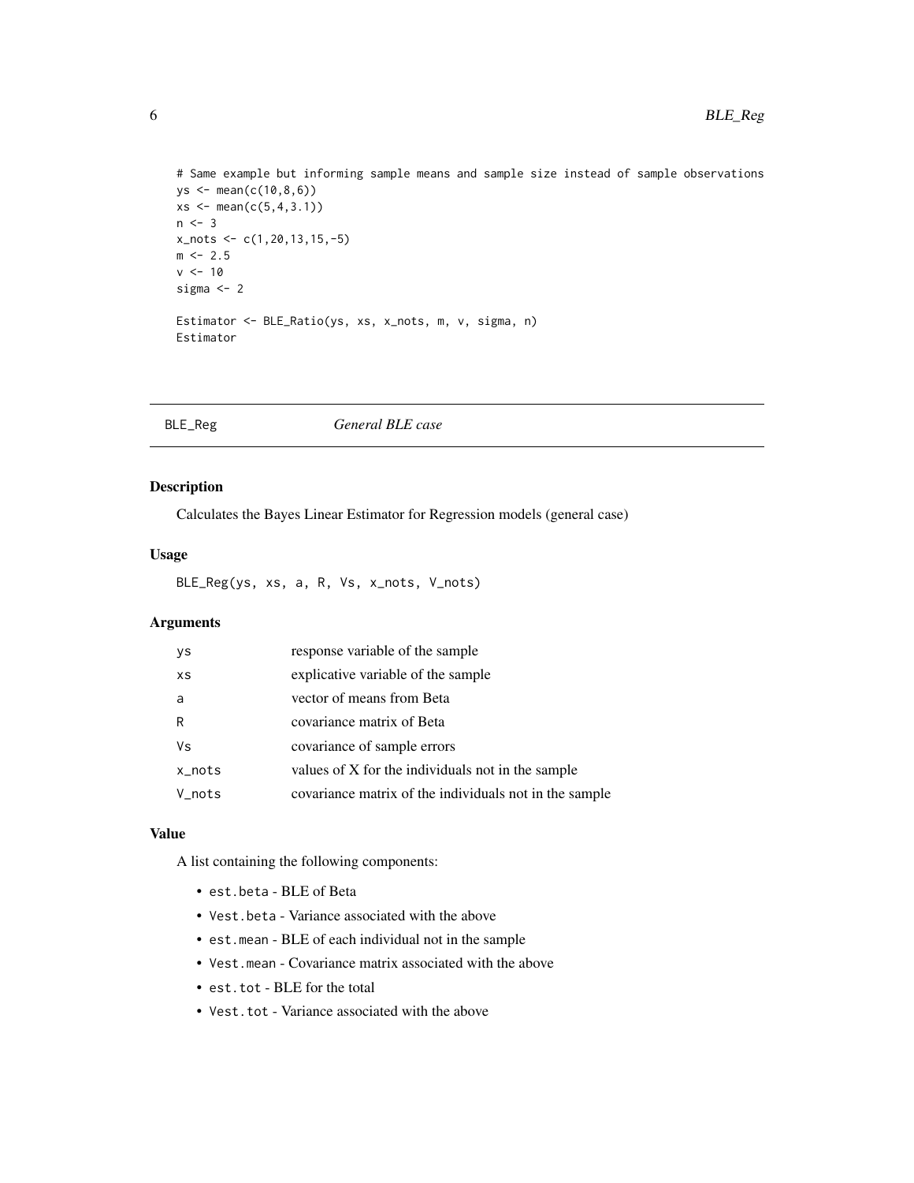```
# Same example but informing sample means and sample size instead of sample observations
ys <- mean(c(10,8,6))
xs <- mean(c(5,4,3.1))
n <- 3
x_nots <- c(1,20,13,15,-5)
m <- 2.5
v <- 10
sigma <- 2

Estimator <- BLE_Ratio(ys, xs, x_nots, m, v, sigma, n)
Estimator
```

## BLE_Reg — *General BLE case*

### Description

Calculates the Bayes Linear Estimator for Regression models (general case)

### Usage

```
BLE_Reg(ys, xs, a, R, Vs, x_nots, V_nots)
```

### Arguments

| | |
|---|---|
| ys | response variable of the sample |
| xs | explicative variable of the sample |
| a | vector of means from Beta |
| R | covariance matrix of Beta |
| Vs | covariance of sample errors |
| x_nots | values of X for the individuals not in the sample |
| V_nots | covariance matrix of the individuals not in the sample |

### Value

A list containing the following components:

- `est.beta` - BLE of Beta
- `Vest.beta` - Variance associated with the above
- `est.mean` - BLE of each individual not in the sample
- `Vest.mean` - Covariance matrix associated with the above
- `est.tot` - BLE for the total
- `Vest.tot` - Variance associated with the above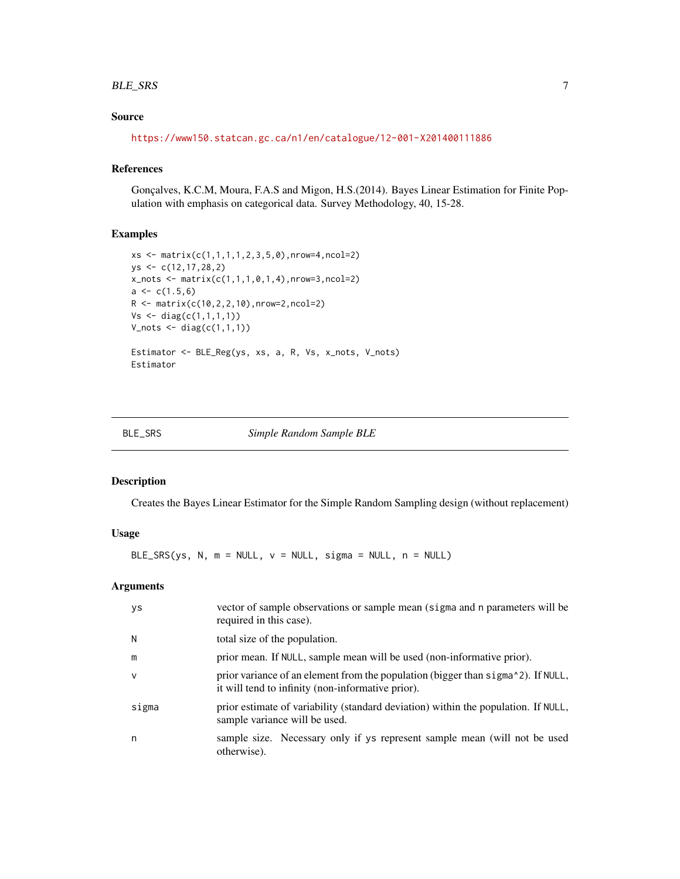### Source

https://www150.statcan.gc.ca/n1/en/catalogue/12-001-X201400111886

### References

Gonçalves, K.C.M, Moura, F.A.S and Migon, H.S.(2014). Bayes Linear Estimation for Finite Population with emphasis on categorical data. Survey Methodology, 40, 15-28.

### Examples

```
xs <- matrix(c(1,1,1,1,2,3,5,0),nrow=4,ncol=2)
ys <- c(12,17,28,2)
x_nots <- matrix(c(1,1,1,0,1,4),nrow=3,ncol=2)
a <- c(1.5,6)
R <- matrix(c(10,2,2,10),nrow=2,ncol=2)
Vs <- diag(c(1,1,1,1))
V_nots <- diag(c(1,1,1))

Estimator <- BLE_Reg(ys, xs, a, R, Vs, x_nots, V_nots)
Estimator
```

---

## BLE_SRS *Simple Random Sample BLE*

### Description

Creates the Bayes Linear Estimator for the Simple Random Sampling design (without replacement)

### Usage

```
BLE_SRS(ys, N, m = NULL, v = NULL, sigma = NULL, n = NULL)
```

### Arguments

| | |
|---|---|
| ys | vector of sample observations or sample mean (`sigma` and `n` parameters will be required in this case). |
| N | total size of the population. |
| m | prior mean. If `NULL`, sample mean will be used (non-informative prior). |
| v | prior variance of an element from the population (bigger than `sigma^2`). If `NULL`, it will tend to infinity (non-informative prior). |
| sigma | prior estimate of variability (standard deviation) within the population. If `NULL`, sample variance will be used. |
| n | sample size. Necessary only if `ys` represent sample mean (will not be used otherwise). |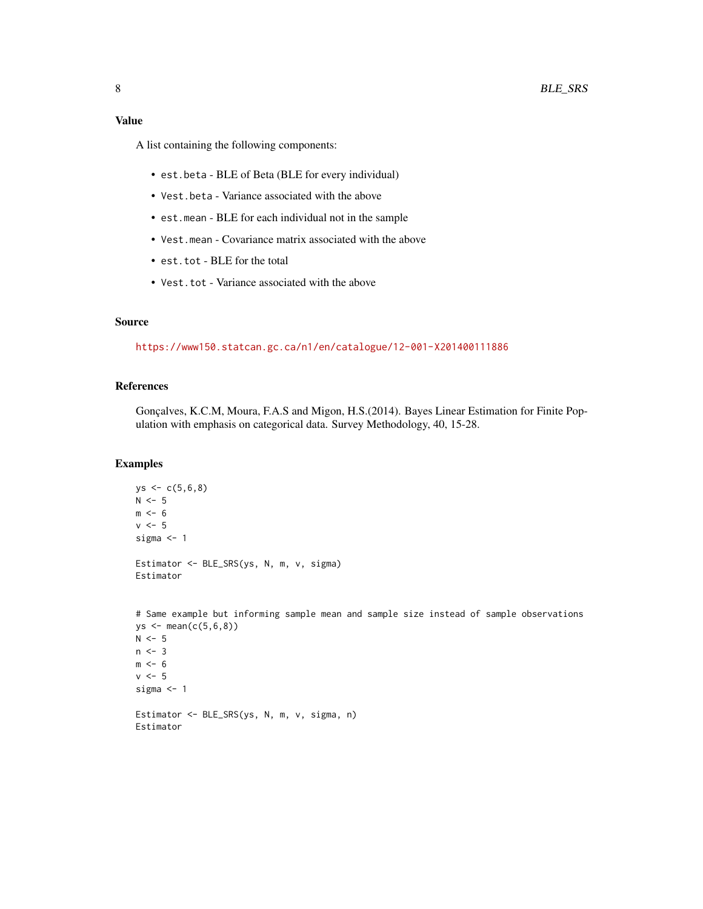## Value

A list containing the following components:

- `est.beta` - BLE of Beta (BLE for every individual)
- `Vest.beta` - Variance associated with the above
- `est.mean` - BLE for each individual not in the sample
- `Vest.mean` - Covariance matrix associated with the above
- `est.tot` - BLE for the total
- `Vest.tot` - Variance associated with the above

## Source

https://www150.statcan.gc.ca/n1/en/catalogue/12-001-X201400111886

## References

Gonçalves, K.C.M, Moura, F.A.S and Migon, H.S.(2014). Bayes Linear Estimation for Finite Population with emphasis on categorical data. Survey Methodology, 40, 15-28.

## Examples

```
ys <- c(5,6,8)
N <- 5
m <- 6
v <- 5
sigma <- 1

Estimator <- BLE_SRS(ys, N, m, v, sigma)
Estimator


# Same example but informing sample mean and sample size instead of sample observations
ys <- mean(c(5,6,8))
N <- 5
n <- 3
m <- 6
v <- 5
sigma <- 1

Estimator <- BLE_SRS(ys, N, m, v, sigma, n)
Estimator
```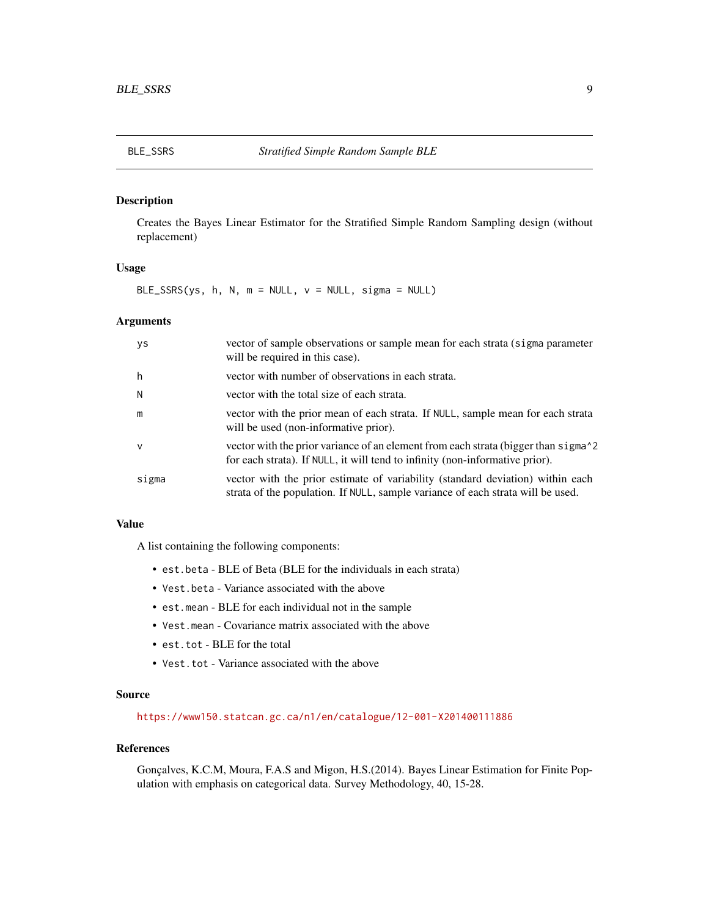## BLE_SSRS — *Stratified Simple Random Sample BLE*

### Description

Creates the Bayes Linear Estimator for the Stratified Simple Random Sampling design (without replacement)

### Usage

```
BLE_SSRS(ys, h, N, m = NULL, v = NULL, sigma = NULL)
```

### Arguments

| | |
|---|---|
| ys | vector of sample observations or sample mean for each strata (sigma parameter will be required in this case). |
| h | vector with number of observations in each strata. |
| N | vector with the total size of each strata. |
| m | vector with the prior mean of each strata. If NULL, sample mean for each strata will be used (non-informative prior). |
| v | vector with the prior variance of an element from each strata (bigger than sigma^2 for each strata). If NULL, it will tend to infinity (non-informative prior). |
| sigma | vector with the prior estimate of variability (standard deviation) within each strata of the population. If NULL, sample variance of each strata will be used. |

### Value

A list containing the following components:

- est.beta - BLE of Beta (BLE for the individuals in each strata)
- Vest.beta - Variance associated with the above
- est.mean - BLE for each individual not in the sample
- Vest.mean - Covariance matrix associated with the above
- est.tot - BLE for the total
- Vest.tot - Variance associated with the above

### Source

https://www150.statcan.gc.ca/n1/en/catalogue/12-001-X201400111886

### References

Gonçalves, K.C.M, Moura, F.A.S and Migon, H.S.(2014). Bayes Linear Estimation for Finite Population with emphasis on categorical data. Survey Methodology, 40, 15-28.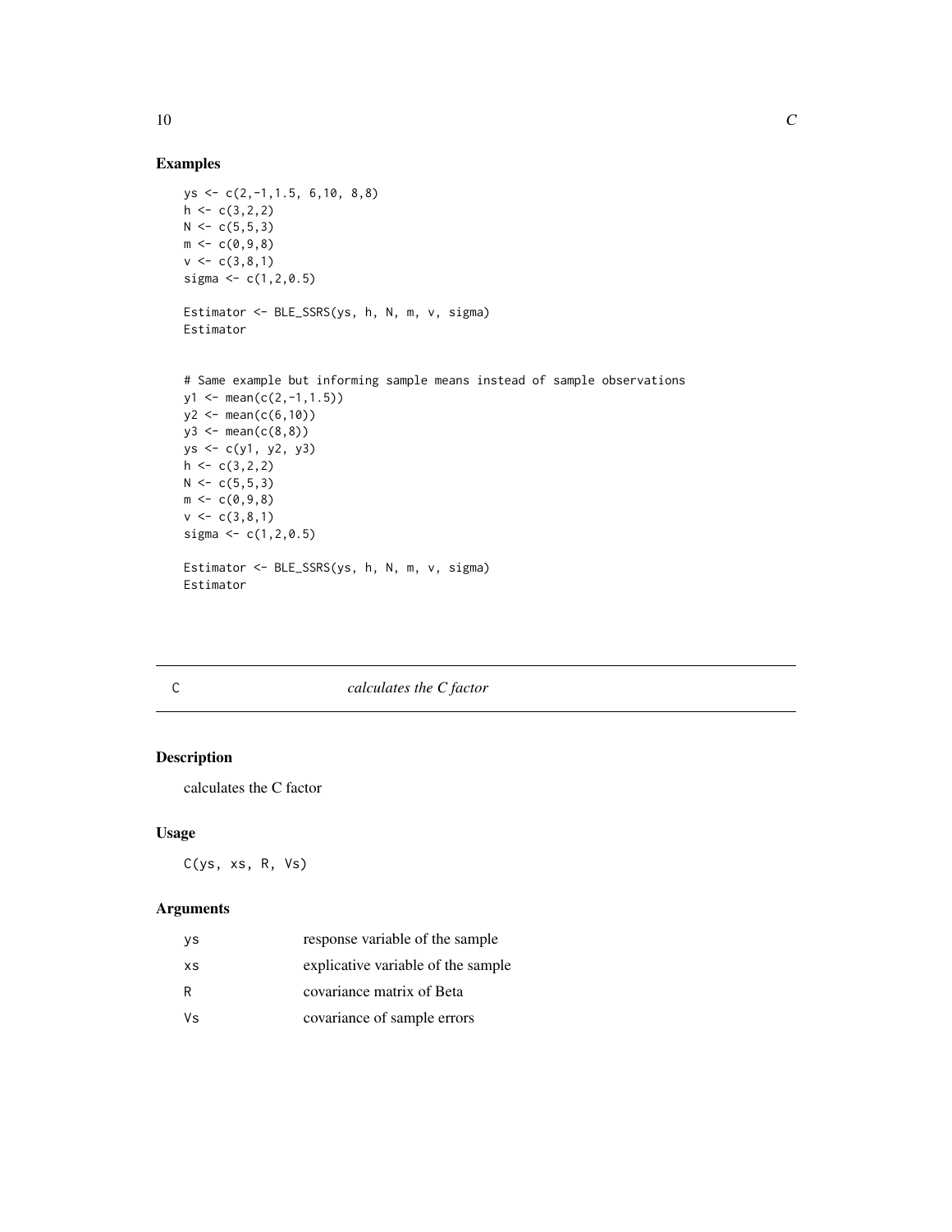## Examples

```
ys <- c(2,-1,1.5, 6,10, 8,8)
h <- c(3,2,2)
N <- c(5,5,3)
m <- c(0,9,8)
v <- c(3,8,1)
sigma <- c(1,2,0.5)

Estimator <- BLE_SSRS(ys, h, N, m, v, sigma)
Estimator


# Same example but informing sample means instead of sample observations
y1 <- mean(c(2,-1,1.5))
y2 <- mean(c(6,10))
y3 <- mean(c(8,8))
ys <- c(y1, y2, y3)
h <- c(3,2,2)
N <- c(5,5,3)
m <- c(0,9,8)
v <- c(3,8,1)
sigma <- c(1,2,0.5)

Estimator <- BLE_SSRS(ys, h, N, m, v, sigma)
Estimator
```

---

# C *calculates the C factor*

---

## Description

calculates the C factor

## Usage

```
C(ys, xs, R, Vs)
```

## Arguments

| | |
|---|---|
| ys | response variable of the sample |
| xs | explicative variable of the sample |
| R | covariance matrix of Beta |
| Vs | covariance of sample errors |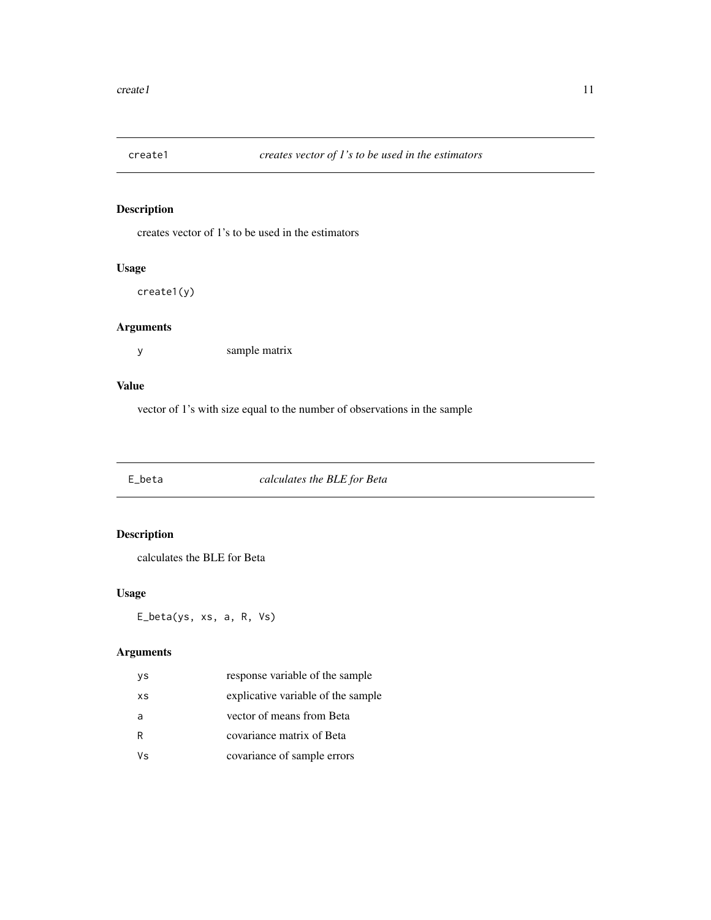## create1 — *creates vector of 1's to be used in the estimators*

### Description

creates vector of 1's to be used in the estimators

### Usage

```
create1(y)
```

### Arguments

| | |
|---|---|
| y | sample matrix |

### Value

vector of 1's with size equal to the number of observations in the sample

## E_beta — *calculates the BLE for Beta*

### Description

calculates the BLE for Beta

### Usage

```
E_beta(ys, xs, a, R, Vs)
```

### Arguments

| | |
|---|---|
| ys | response variable of the sample |
| xs | explicative variable of the sample |
| a | vector of means from Beta |
| R | covariance matrix of Beta |
| Vs | covariance of sample errors |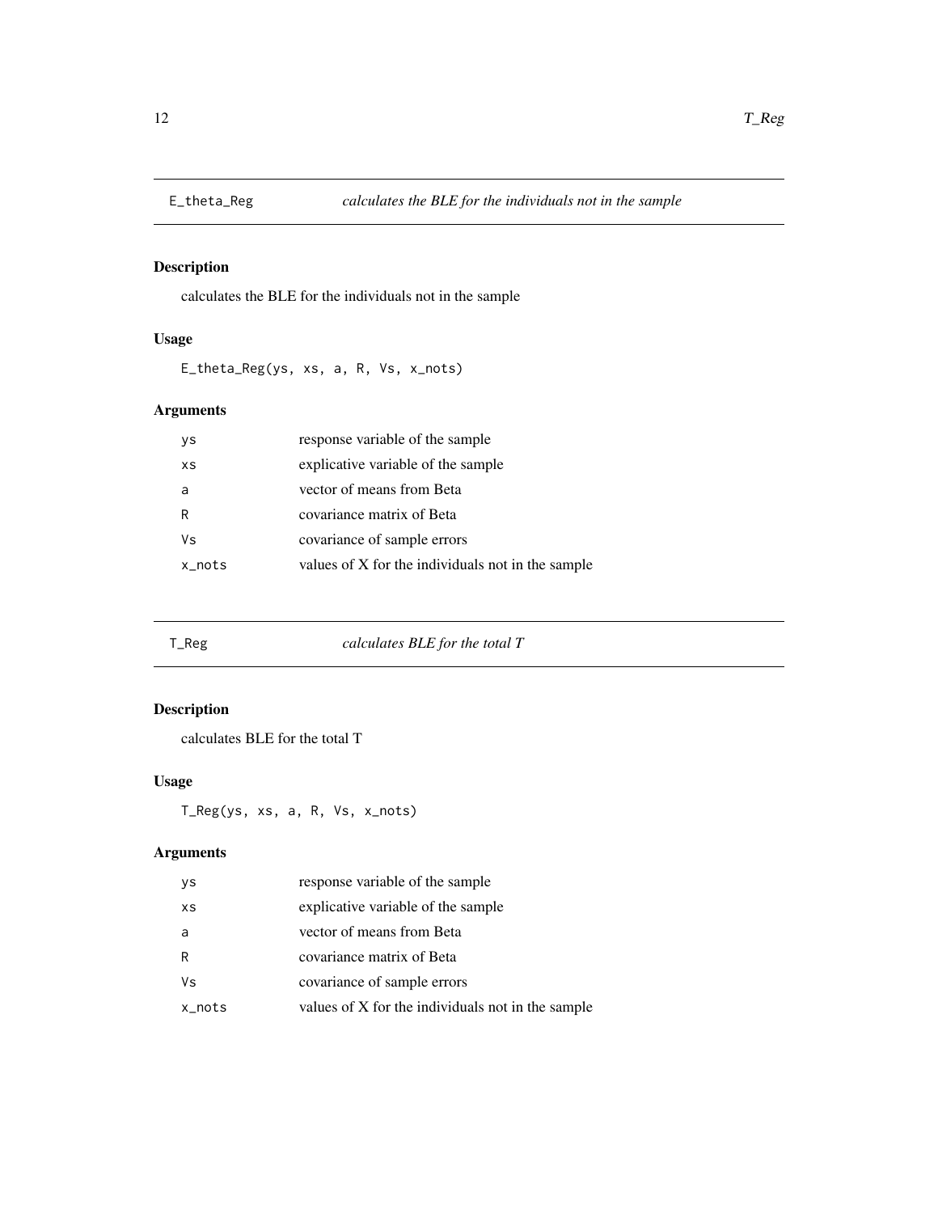## E_theta_Reg *calculates the BLE for the individuals not in the sample*

### Description

calculates the BLE for the individuals not in the sample

### Usage

```
E_theta_Reg(ys, xs, a, R, Vs, x_nots)
```

### Arguments

| | |
|---|---|
| ys | response variable of the sample |
| xs | explicative variable of the sample |
| a | vector of means from Beta |
| R | covariance matrix of Beta |
| Vs | covariance of sample errors |
| x_nots | values of X for the individuals not in the sample |

## T_Reg *calculates BLE for the total T*

### Description

calculates BLE for the total T

### Usage

```
T_Reg(ys, xs, a, R, Vs, x_nots)
```

### Arguments

| | |
|---|---|
| ys | response variable of the sample |
| xs | explicative variable of the sample |
| a | vector of means from Beta |
| R | covariance matrix of Beta |
| Vs | covariance of sample errors |
| x_nots | values of X for the individuals not in the sample |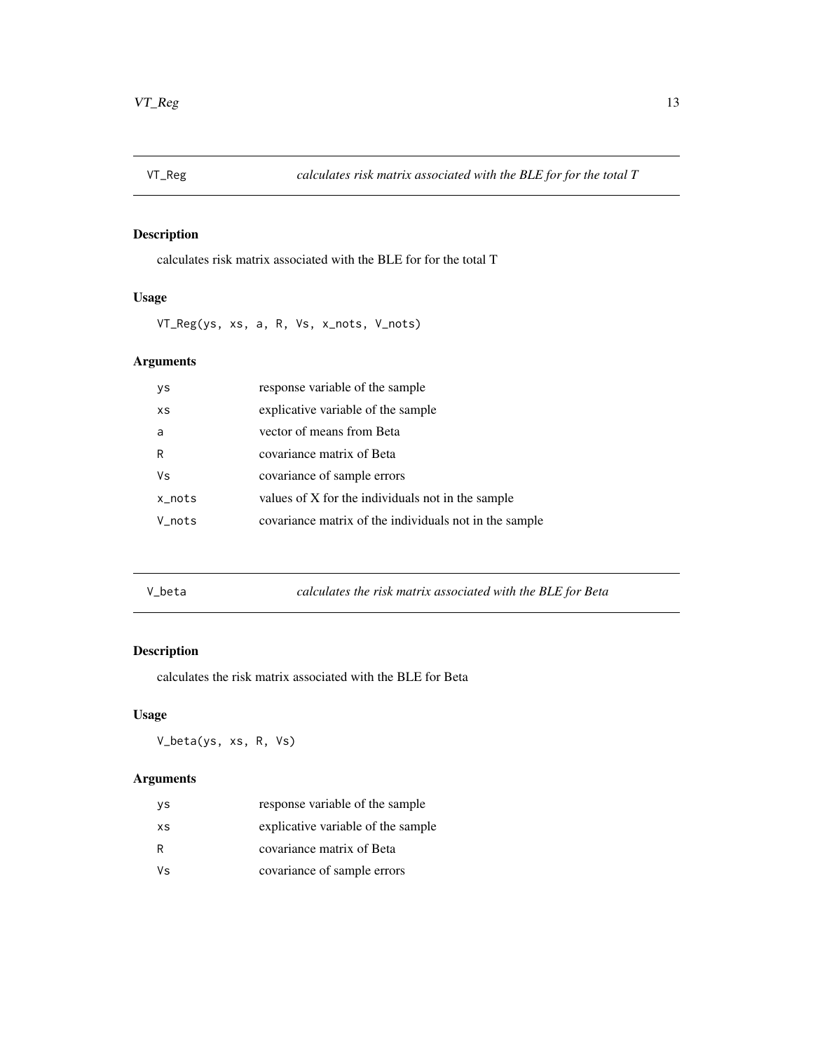## VT_Reg — *calculates risk matrix associated with the BLE for for the total T*

### Description

calculates risk matrix associated with the BLE for for the total T

### Usage

```
VT_Reg(ys, xs, a, R, Vs, x_nots, V_nots)
```

### Arguments

| | |
|---|---|
| ys | response variable of the sample |
| xs | explicative variable of the sample |
| a | vector of means from Beta |
| R | covariance matrix of Beta |
| Vs | covariance of sample errors |
| x_nots | values of X for the individuals not in the sample |
| V_nots | covariance matrix of the individuals not in the sample |

## V_beta — *calculates the risk matrix associated with the BLE for Beta*

### Description

calculates the risk matrix associated with the BLE for Beta

### Usage

```
V_beta(ys, xs, R, Vs)
```

### Arguments

| | |
|---|---|
| ys | response variable of the sample |
| xs | explicative variable of the sample |
| R | covariance matrix of Beta |
| Vs | covariance of sample errors |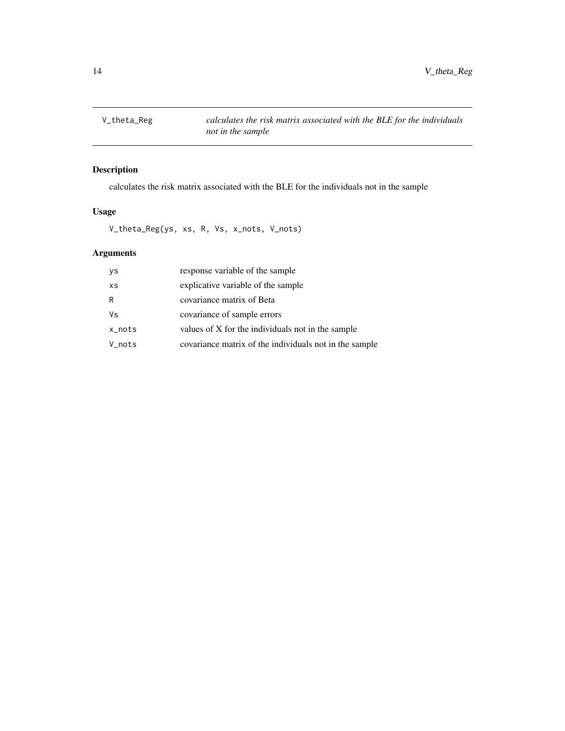## V_theta_Reg — *calculates the risk matrix associated with the BLE for the individuals not in the sample*

### Description

calculates the risk matrix associated with the BLE for the individuals not in the sample

### Usage

```
V_theta_Reg(ys, xs, R, Vs, x_nots, V_nots)
```

### Arguments

| | |
|---|---|
| `ys` | response variable of the sample |
| `xs` | explicative variable of the sample |
| `R` | covariance matrix of Beta |
| `Vs` | covariance of sample errors |
| `x_nots` | values of X for the individuals not in the sample |
| `V_nots` | covariance matrix of the individuals not in the sample |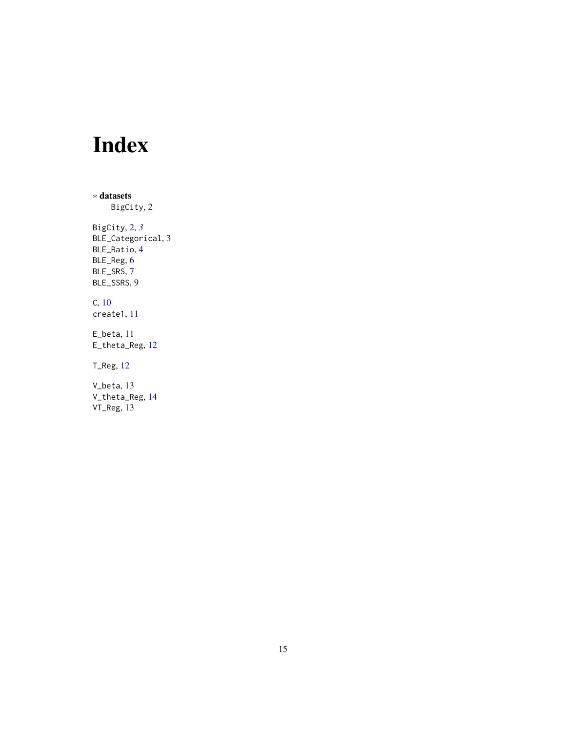# Index

∗ **datasets**
    BigCity, 2

BigCity, 2, *3*
BLE_Categorical, 3
BLE_Ratio, 4
BLE_Reg, 6
BLE_SRS, 7
BLE_SSRS, 9

C, 10
create1, 11

E_beta, 11
E_theta_Reg, 12

T_Reg, 12

V_beta, 13
V_theta_Reg, 14
VT_Reg, 13